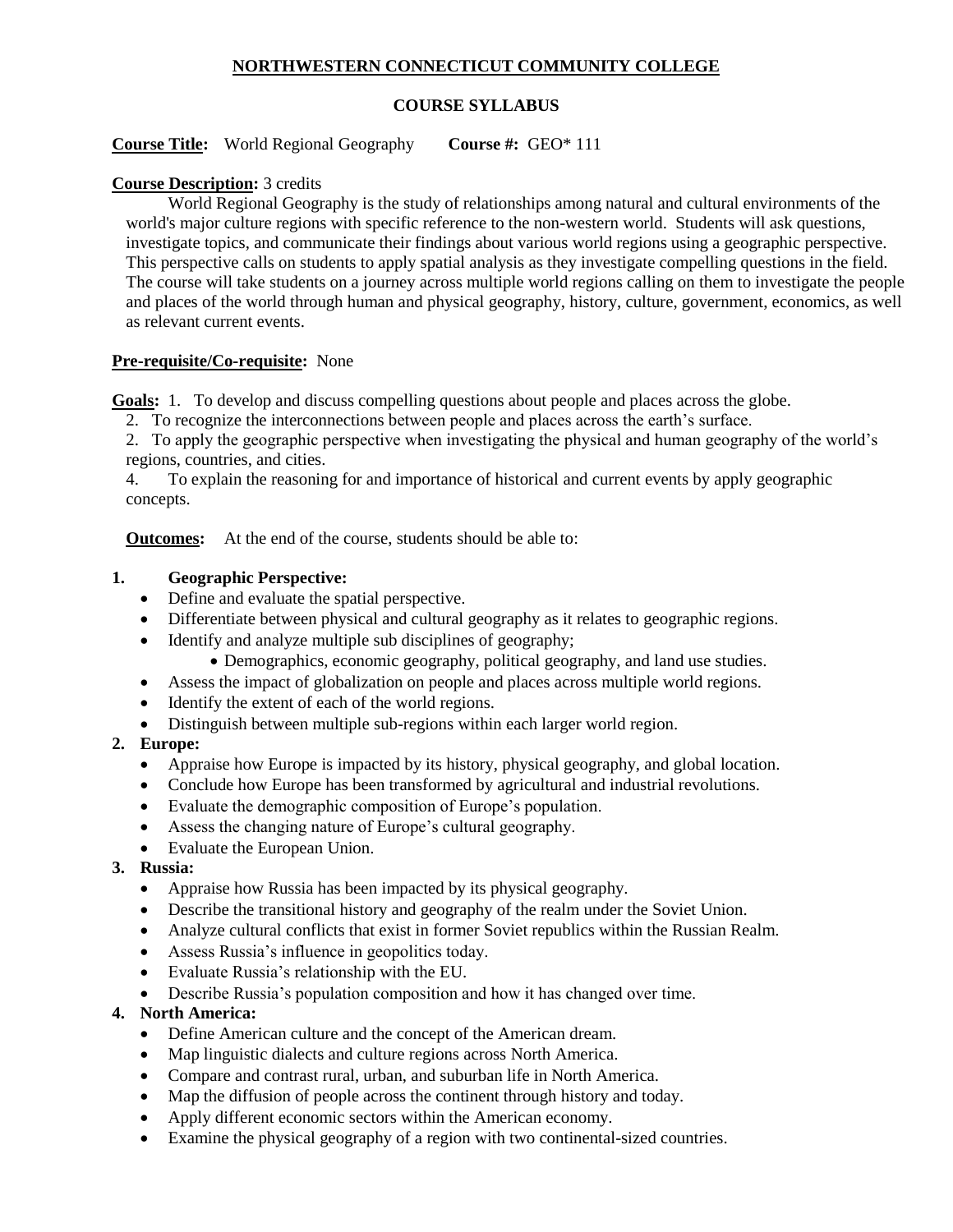**NORTHWESTERN CONNECTICUT COMMUNITY COLLEGE**

**COURSE SYLLABUS**

**Course Title:** World Regional Geography **Course #:** GEO* 111

**Course Description:** 3 credits

World Regional Geography is the study of relationships among natural and cultural environments of the world's major culture regions with specific reference to the non-western world. Students will ask questions, investigate topics, and communicate their findings about various world regions using a geographic perspective. This perspective calls on students to apply spatial analysis as they investigate compelling questions in the field. The course will take students on a journey across multiple world regions calling on them to investigate the people and places of the world through human and physical geography, history, culture, government, economics, as well as relevant current events.

**Pre-requisite/Co-requisite:** None

**Goals:** 1. To develop and discuss compelling questions about people and places across the globe.

2. To recognize the interconnections between people and places across the earth's surface.

2. To apply the geographic perspective when investigating the physical and human geography of the world's regions, countries, and cities.

4. To explain the reasoning for and importance of historical and current events by apply geographic concepts.

**Outcomes:** At the end of the course, students should be able to:

**1. Geographic Perspective:**
- Define and evaluate the spatial perspective.
- Differentiate between physical and cultural geography as it relates to geographic regions.
- Identify and analyze multiple sub disciplines of geography;
  - Demographics, economic geography, political geography, and land use studies.
- Assess the impact of globalization on people and places across multiple world regions.
- Identify the extent of each of the world regions.
- Distinguish between multiple sub-regions within each larger world region.

**2. Europe:**
- Appraise how Europe is impacted by its history, physical geography, and global location.
- Conclude how Europe has been transformed by agricultural and industrial revolutions.
- Evaluate the demographic composition of Europe's population.
- Assess the changing nature of Europe's cultural geography.
- Evaluate the European Union.

**3. Russia:**
- Appraise how Russia has been impacted by its physical geography.
- Describe the transitional history and geography of the realm under the Soviet Union.
- Analyze cultural conflicts that exist in former Soviet republics within the Russian Realm.
- Assess Russia's influence in geopolitics today.
- Evaluate Russia's relationship with the EU.
- Describe Russia's population composition and how it has changed over time.

**4. North America:**
- Define American culture and the concept of the American dream.
- Map linguistic dialects and culture regions across North America.
- Compare and contrast rural, urban, and suburban life in North America.
- Map the diffusion of people across the continent through history and today.
- Apply different economic sectors within the American economy.
- Examine the physical geography of a region with two continental-sized countries.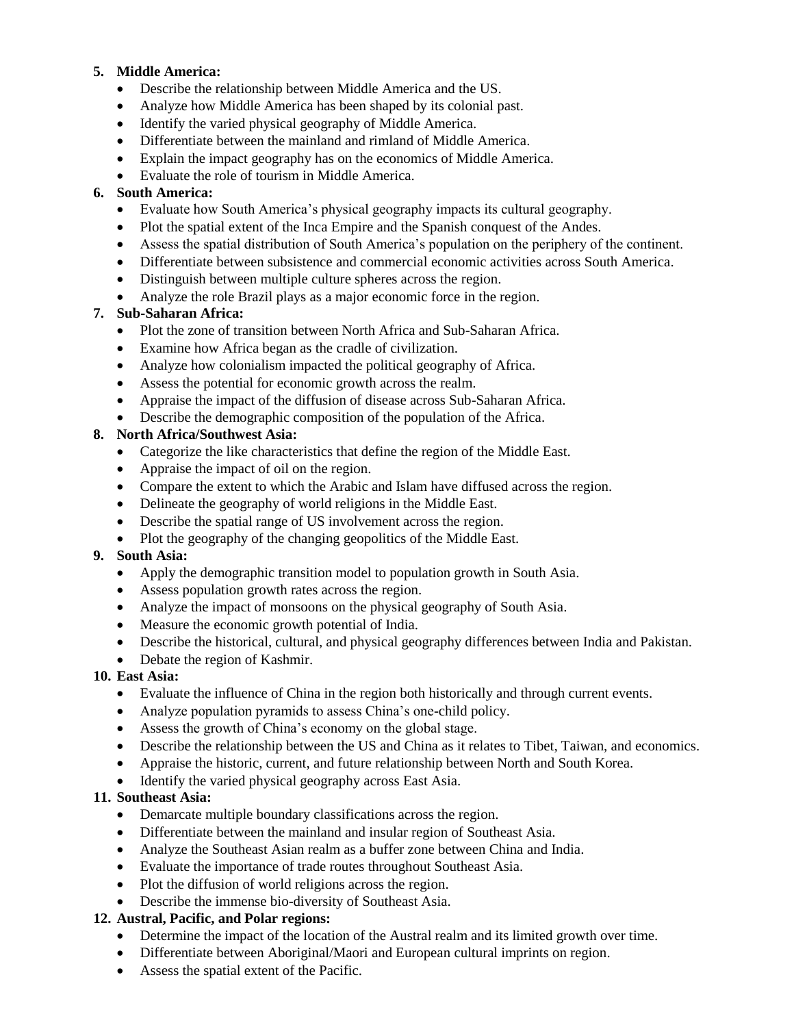5. **Middle America:**
   - Describe the relationship between Middle America and the US.
   - Analyze how Middle America has been shaped by its colonial past.
   - Identify the varied physical geography of Middle America.
   - Differentiate between the mainland and rimland of Middle America.
   - Explain the impact geography has on the economics of Middle America.
   - Evaluate the role of tourism in Middle America.
6. **South America:**
   - Evaluate how South America's physical geography impacts its cultural geography.
   - Plot the spatial extent of the Inca Empire and the Spanish conquest of the Andes.
   - Assess the spatial distribution of South America's population on the periphery of the continent.
   - Differentiate between subsistence and commercial economic activities across South America.
   - Distinguish between multiple culture spheres across the region.
   - Analyze the role Brazil plays as a major economic force in the region.
7. **Sub-Saharan Africa:**
   - Plot the zone of transition between North Africa and Sub-Saharan Africa.
   - Examine how Africa began as the cradle of civilization.
   - Analyze how colonialism impacted the political geography of Africa.
   - Assess the potential for economic growth across the realm.
   - Appraise the impact of the diffusion of disease across Sub-Saharan Africa.
   - Describe the demographic composition of the population of the Africa.
8. **North Africa/Southwest Asia:**
   - Categorize the like characteristics that define the region of the Middle East.
   - Appraise the impact of oil on the region.
   - Compare the extent to which the Arabic and Islam have diffused across the region.
   - Delineate the geography of world religions in the Middle East.
   - Describe the spatial range of US involvement across the region.
   - Plot the geography of the changing geopolitics of the Middle East.
9. **South Asia:**
   - Apply the demographic transition model to population growth in South Asia.
   - Assess population growth rates across the region.
   - Analyze the impact of monsoons on the physical geography of South Asia.
   - Measure the economic growth potential of India.
   - Describe the historical, cultural, and physical geography differences between India and Pakistan.
   - Debate the region of Kashmir.
10. **East Asia:**
    - Evaluate the influence of China in the region both historically and through current events.
    - Analyze population pyramids to assess China's one-child policy.
    - Assess the growth of China's economy on the global stage.
    - Describe the relationship between the US and China as it relates to Tibet, Taiwan, and economics.
    - Appraise the historic, current, and future relationship between North and South Korea.
    - Identify the varied physical geography across East Asia.
11. **Southeast Asia:**
    - Demarcate multiple boundary classifications across the region.
    - Differentiate between the mainland and insular region of Southeast Asia.
    - Analyze the Southeast Asian realm as a buffer zone between China and India.
    - Evaluate the importance of trade routes throughout Southeast Asia.
    - Plot the diffusion of world religions across the region.
    - Describe the immense bio-diversity of Southeast Asia.
12. **Austral, Pacific, and Polar regions:**
    - Determine the impact of the location of the Austral realm and its limited growth over time.
    - Differentiate between Aboriginal/Maori and European cultural imprints on region.
    - Assess the spatial extent of the Pacific.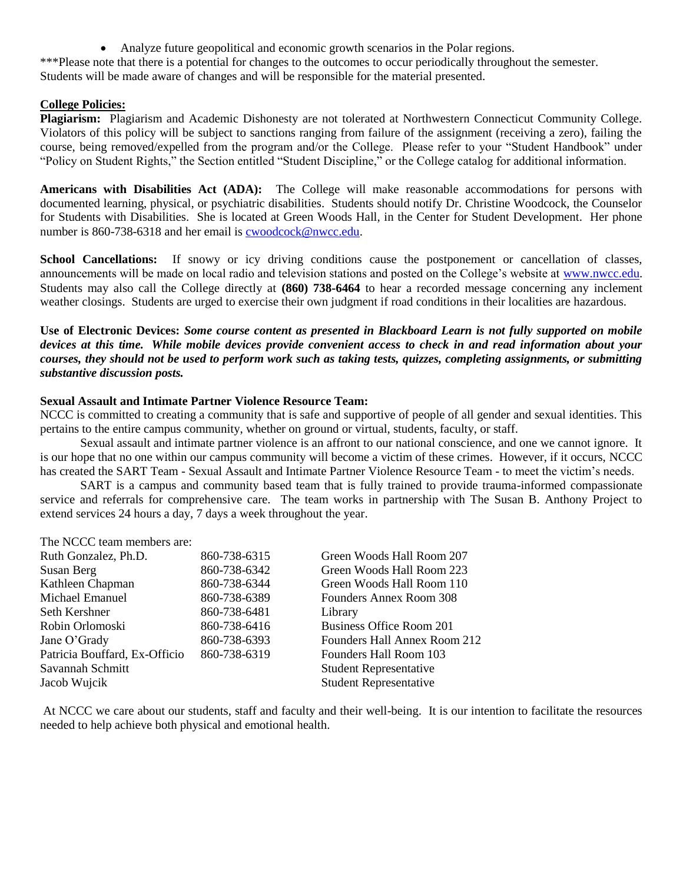- Analyze future geopolitical and economic growth scenarios in the Polar regions.

***Please note that there is a potential for changes to the outcomes to occur periodically throughout the semester. Students will be made aware of changes and will be responsible for the material presented.

**College Policies:**

**Plagiarism:** Plagiarism and Academic Dishonesty are not tolerated at Northwestern Connecticut Community College. Violators of this policy will be subject to sanctions ranging from failure of the assignment (receiving a zero), failing the course, being removed/expelled from the program and/or the College. Please refer to your "Student Handbook" under "Policy on Student Rights," the Section entitled "Student Discipline," or the College catalog for additional information.

**Americans with Disabilities Act (ADA):** The College will make reasonable accommodations for persons with documented learning, physical, or psychiatric disabilities. Students should notify Dr. Christine Woodcock, the Counselor for Students with Disabilities. She is located at Green Woods Hall, in the Center for Student Development. Her phone number is 860-738-6318 and her email is cwoodcock@nwcc.edu.

**School Cancellations:** If snowy or icy driving conditions cause the postponement or cancellation of classes, announcements will be made on local radio and television stations and posted on the College's website at www.nwcc.edu. Students may also call the College directly at **(860) 738-6464** to hear a recorded message concerning any inclement weather closings. Students are urged to exercise their own judgment if road conditions in their localities are hazardous.

**Use of Electronic Devices:** ***Some course content as presented in Blackboard Learn is not fully supported on mobile devices at this time. While mobile devices provide convenient access to check in and read information about your courses, they should not be used to perform work such as taking tests, quizzes, completing assignments, or submitting substantive discussion posts.***

**Sexual Assault and Intimate Partner Violence Resource Team:**

NCCC is committed to creating a community that is safe and supportive of people of all gender and sexual identities. This pertains to the entire campus community, whether on ground or virtual, students, faculty, or staff.

Sexual assault and intimate partner violence is an affront to our national conscience, and one we cannot ignore. It is our hope that no one within our campus community will become a victim of these crimes. However, if it occurs, NCCC has created the SART Team - Sexual Assault and Intimate Partner Violence Resource Team - to meet the victim's needs.

SART is a campus and community based team that is fully trained to provide trauma-informed compassionate service and referrals for comprehensive care. The team works in partnership with The Susan B. Anthony Project to extend services 24 hours a day, 7 days a week throughout the year.

The NCCC team members are:

| | | |
|---|---|---|
| Ruth Gonzalez, Ph.D. | 860-738-6315 | Green Woods Hall Room 207 |
| Susan Berg | 860-738-6342 | Green Woods Hall Room 223 |
| Kathleen Chapman | 860-738-6344 | Green Woods Hall Room 110 |
| Michael Emanuel | 860-738-6389 | Founders Annex Room 308 |
| Seth Kershner | 860-738-6481 | Library |
| Robin Orlomoski | 860-738-6416 | Business Office Room 201 |
| Jane O'Grady | 860-738-6393 | Founders Hall Annex Room 212 |
| Patricia Bouffard, Ex-Officio | 860-738-6319 | Founders Hall Room 103 |
| Savannah Schmitt | | Student Representative |
| Jacob Wujcik | | Student Representative |

At NCCC we care about our students, staff and faculty and their well-being. It is our intention to facilitate the resources needed to help achieve both physical and emotional health.